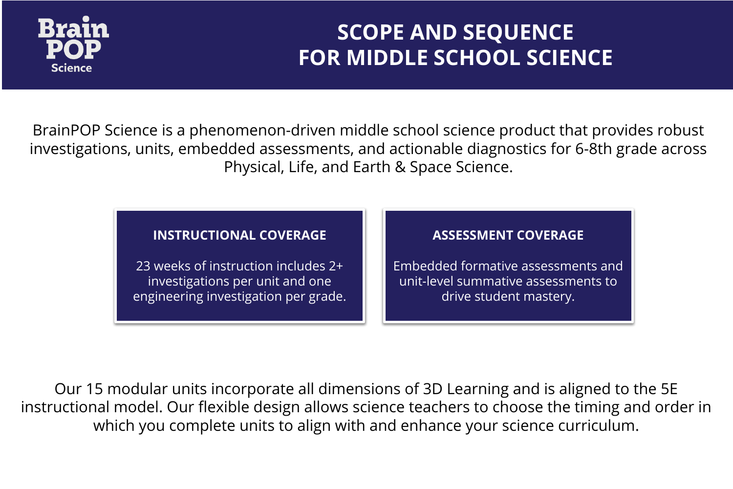BrainPOP Science

# SCOPE AND SEQUENCE FOR MIDDLE SCHOOL SCIENCE

BrainPOP Science is a phenomenon-driven middle school science product that provides robust investigations, units, embedded assessments, and actionable diagnostics for 6-8th grade across Physical, Life, and Earth & Space Science.

## INSTRUCTIONAL COVERAGE

23 weeks of instruction includes 2+ investigations per unit and one engineering investigation per grade.

## ASSESSMENT COVERAGE

Embedded formative assessments and unit-level summative assessments to drive student mastery.

Our 15 modular units incorporate all dimensions of 3D Learning and is aligned to the 5E instructional model. Our flexible design allows science teachers to choose the timing and order in which you complete units to align with and enhance your science curriculum.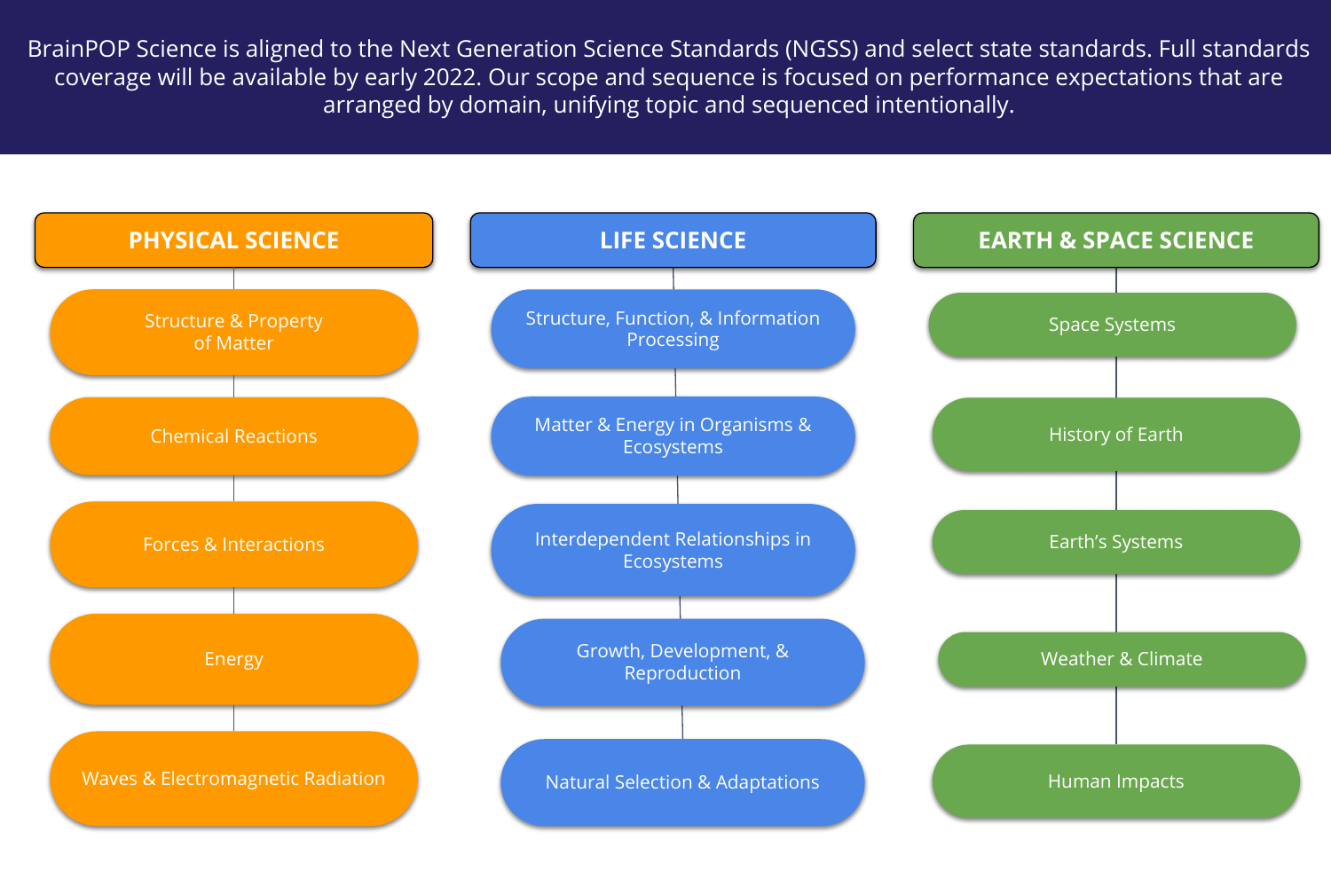BrainPOP Science is aligned to the Next Generation Science Standards (NGSS) and select state standards. Full standards coverage will be available by early 2022. Our scope and sequence is focused on performance expectations that are arranged by domain, unifying topic and sequenced intentionally.

## PHYSICAL SCIENCE

- Structure & Property of Matter
- Chemical Reactions
- Forces & Interactions
- Energy
- Waves & Electromagnetic Radiation

## LIFE SCIENCE

- Structure, Function, & Information Processing
- Matter & Energy in Organisms & Ecosystems
- Interdependent Relationships in Ecosystems
- Growth, Development, & Reproduction
- Natural Selection & Adaptations

## EARTH & SPACE SCIENCE

- Space Systems
- History of Earth
- Earth's Systems
- Weather & Climate
- Human Impacts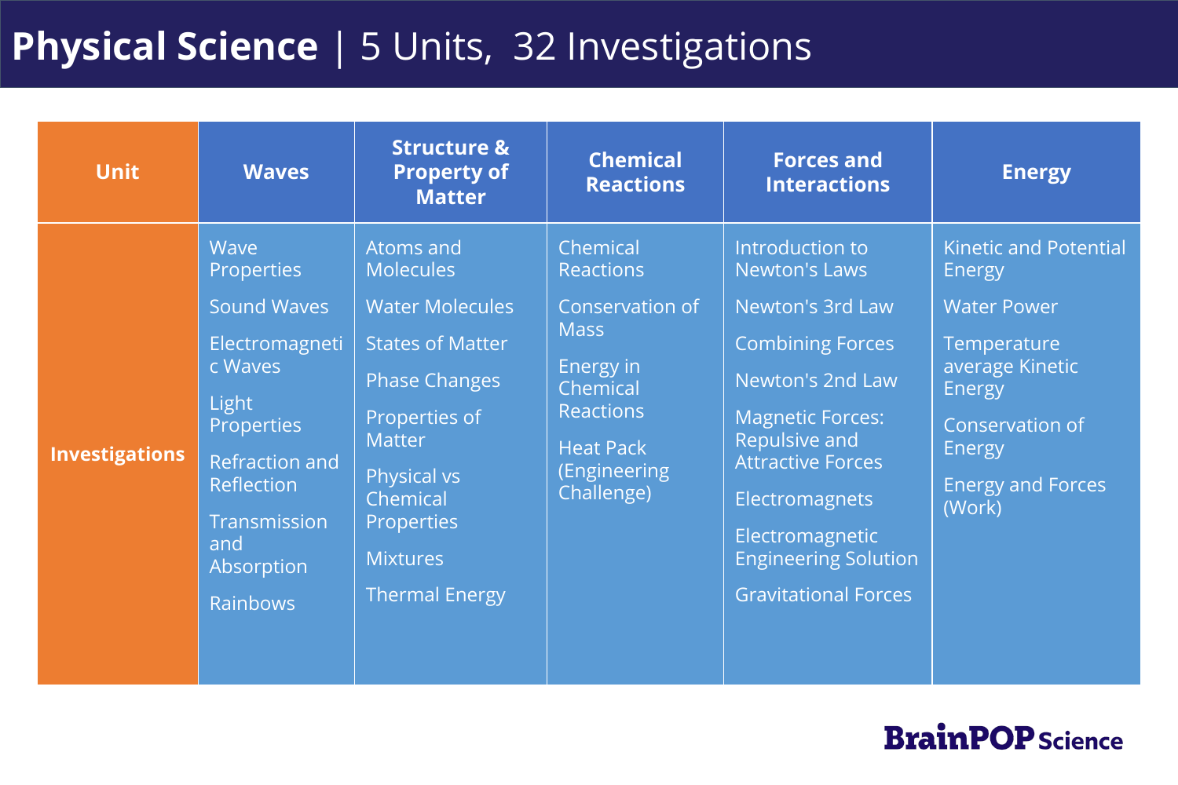# Physical Science | 5 Units, 32 Investigations

| Unit | Waves | Structure & Property of Matter | Chemical Reactions | Forces and Interactions | Energy |
|---|---|---|---|---|---|
| Investigations | Wave Properties<br>Sound Waves<br>Electromagnetic Waves<br>Light Properties<br>Refraction and Reflection<br>Transmission and Absorption<br>Rainbows | Atoms and Molecules<br>Water Molecules<br>States of Matter<br>Phase Changes<br>Properties of Matter<br>Physical vs Chemical Properties<br>Mixtures<br>Thermal Energy | Chemical Reactions<br>Conservation of Mass<br>Energy in Chemical Reactions<br>Heat Pack (Engineering Challenge) | Introduction to Newton's Laws<br>Newton's 3rd Law<br>Combining Forces<br>Newton's 2nd Law<br>Magnetic Forces: Repulsive and Attractive Forces<br>Electromagnets<br>Electromagnetic Engineering Solution<br>Gravitational Forces | Kinetic and Potential Energy<br>Water Power<br>Temperature average Kinetic Energy<br>Conservation of Energy<br>Energy and Forces (Work) |

BrainPOP Science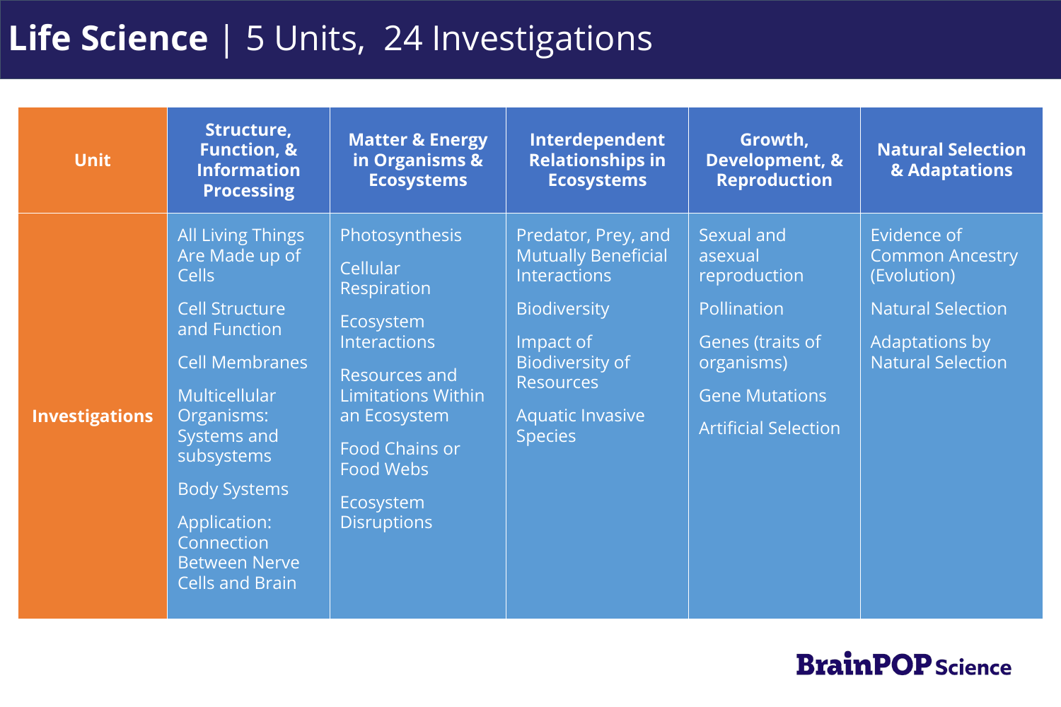# Life Science | 5 Units, 24 Investigations

| Unit | Structure, Function, & Information Processing | Matter & Energy in Organisms & Ecosystems | Interdependent Relationships in Ecosystems | Growth, Development, & Reproduction | Natural Selection & Adaptations |
|---|---|---|---|---|---|
| Investigations | All Living Things Are Made up of Cells<br><br>Cell Structure and Function<br><br>Cell Membranes<br><br>Multicellular Organisms: Systems and subsystems<br><br>Body Systems<br><br>Application: Connection Between Nerve Cells and Brain | Photosynthesis<br><br>Cellular Respiration<br><br>Ecosystem Interactions<br><br>Resources and Limitations Within an Ecosystem<br><br>Food Chains or Food Webs<br><br>Ecosystem Disruptions | Predator, Prey, and Mutually Beneficial Interactions<br><br>Biodiversity<br><br>Impact of Biodiversity of Resources<br><br>Aquatic Invasive Species | Sexual and asexual reproduction<br><br>Pollination<br><br>Genes (traits of organisms)<br><br>Gene Mutations<br><br>Artificial Selection | Evidence of Common Ancestry (Evolution)<br><br>Natural Selection<br><br>Adaptations by Natural Selection |

BrainPOP Science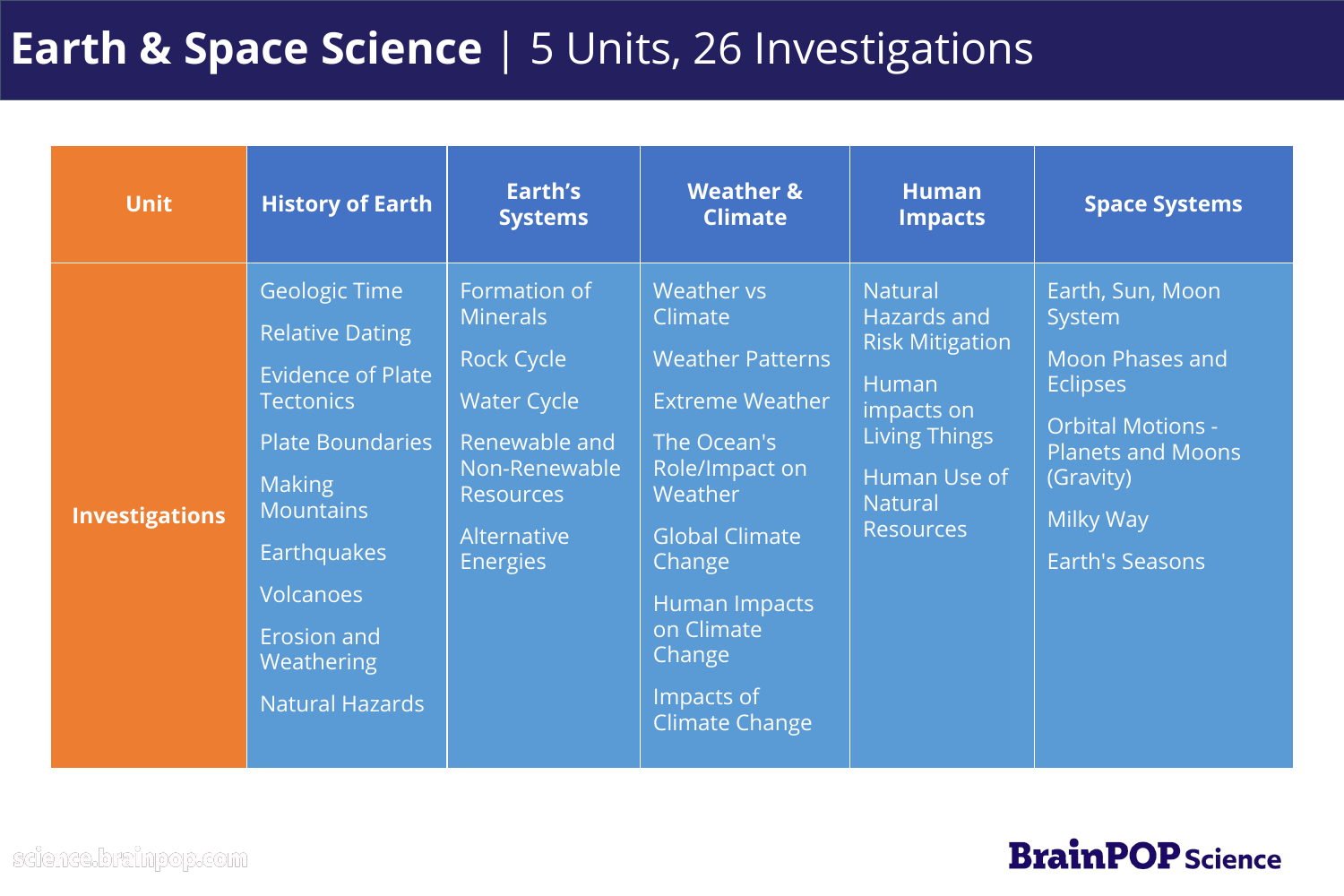# Earth & Space Science | 5 Units, 26 Investigations

| Unit | History of Earth | Earth's Systems | Weather & Climate | Human Impacts | Space Systems |
|---|---|---|---|---|---|
| Investigations | Geologic Time<br>Relative Dating<br>Evidence of Plate Tectonics<br>Plate Boundaries<br>Making Mountains<br>Earthquakes<br>Volcanoes<br>Erosion and Weathering<br>Natural Hazards | Formation of Minerals<br>Rock Cycle<br>Water Cycle<br>Renewable and Non-Renewable Resources<br>Alternative Energies | Weather vs Climate<br>Weather Patterns<br>Extreme Weather<br>The Ocean's Role/Impact on Weather<br>Global Climate Change<br>Human Impacts on Climate Change<br>Impacts of Climate Change | Natural Hazards and Risk Mitigation<br>Human impacts on Living Things<br>Human Use of Natural Resources | Earth, Sun, Moon System<br>Moon Phases and Eclipses<br>Orbital Motions - Planets and Moons (Gravity)<br>Milky Way<br>Earth's Seasons |

science.brainpop.com

BrainPOP Science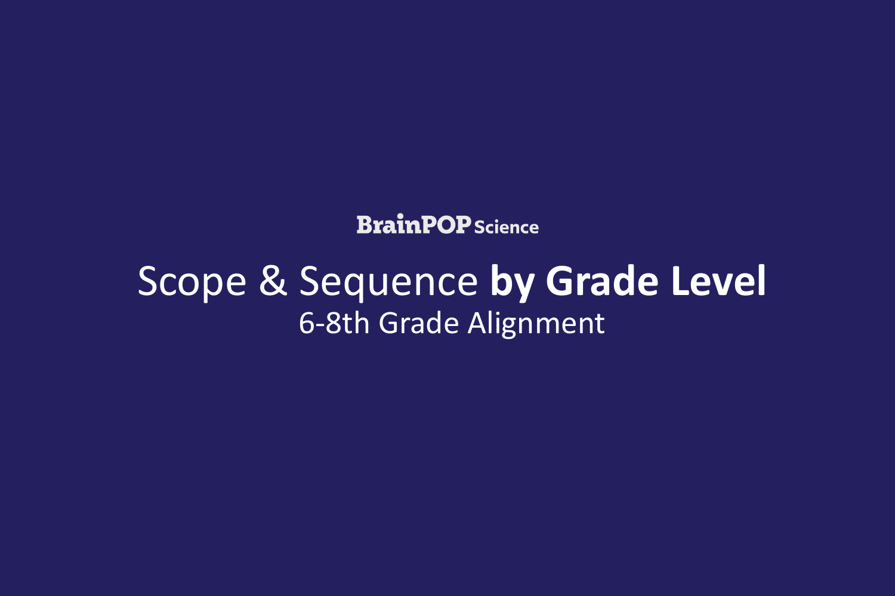BrainPOP Science

# Scope & Sequence **by Grade Level**

6-8th Grade Alignment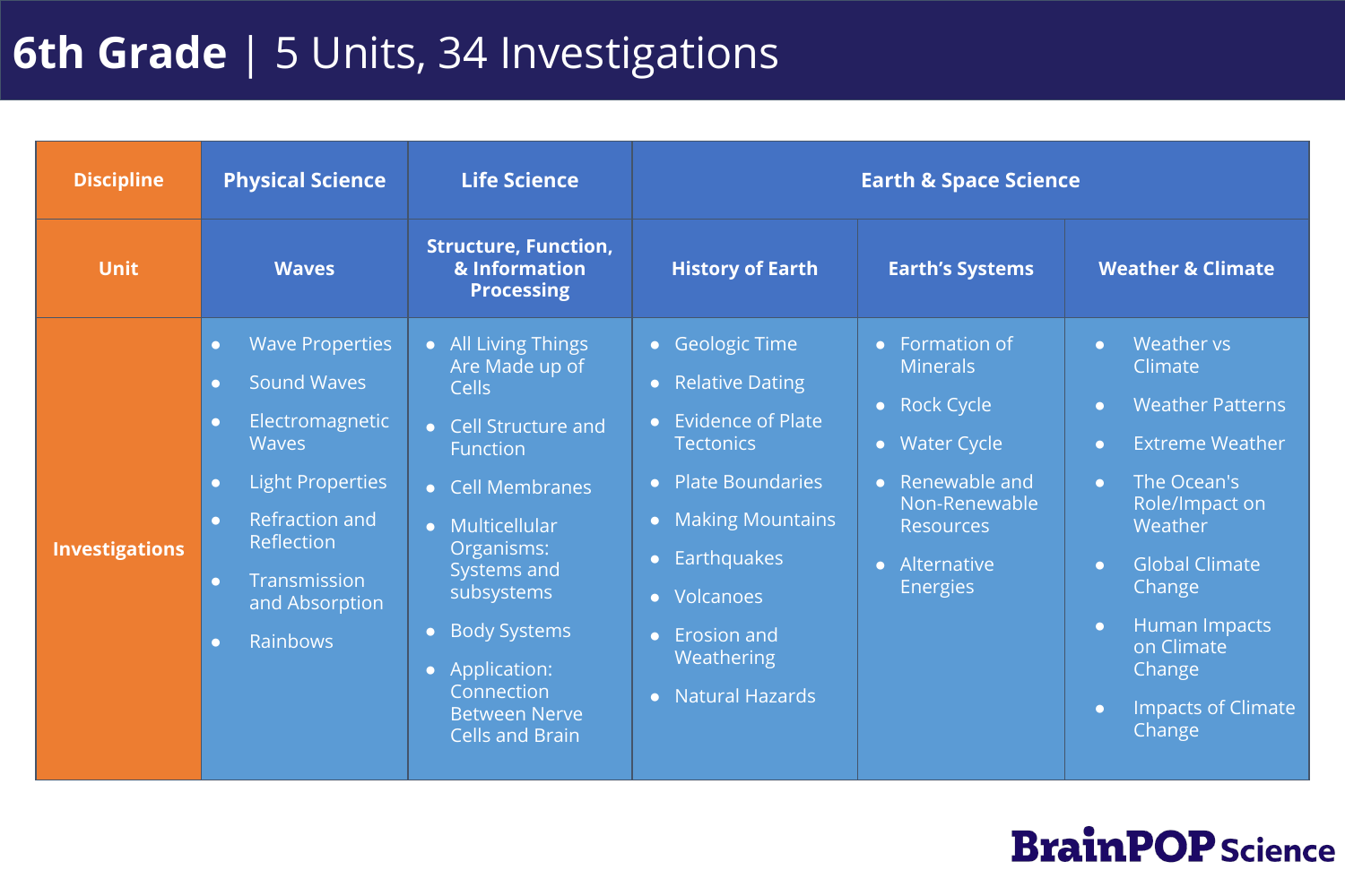# 6th Grade | 5 Units, 34 Investigations

| Discipline | Physical Science | Life Science | Earth & Space Science | | |
|---|---|---|---|---|---|
| Unit | Waves | Structure, Function, & Information Processing | History of Earth | Earth's Systems | Weather & Climate |
| Investigations | • Wave Properties<br>• Sound Waves<br>• Electromagnetic Waves<br>• Light Properties<br>• Refraction and Reflection<br>• Transmission and Absorption<br>• Rainbows | • All Living Things Are Made up of Cells<br>• Cell Structure and Function<br>• Cell Membranes<br>• Multicellular Organisms: Systems and subsystems<br>• Body Systems<br>• Application: Connection Between Nerve Cells and Brain | • Geologic Time<br>• Relative Dating<br>• Evidence of Plate Tectonics<br>• Plate Boundaries<br>• Making Mountains<br>• Earthquakes<br>• Volcanoes<br>• Erosion and Weathering<br>• Natural Hazards | • Formation of Minerals<br>• Rock Cycle<br>• Water Cycle<br>• Renewable and Non-Renewable Resources<br>• Alternative Energies | • Weather vs Climate<br>• Weather Patterns<br>• Extreme Weather<br>• The Ocean's Role/Impact on Weather<br>• Global Climate Change<br>• Human Impacts on Climate Change<br>• Impacts of Climate Change |

BrainPOP Science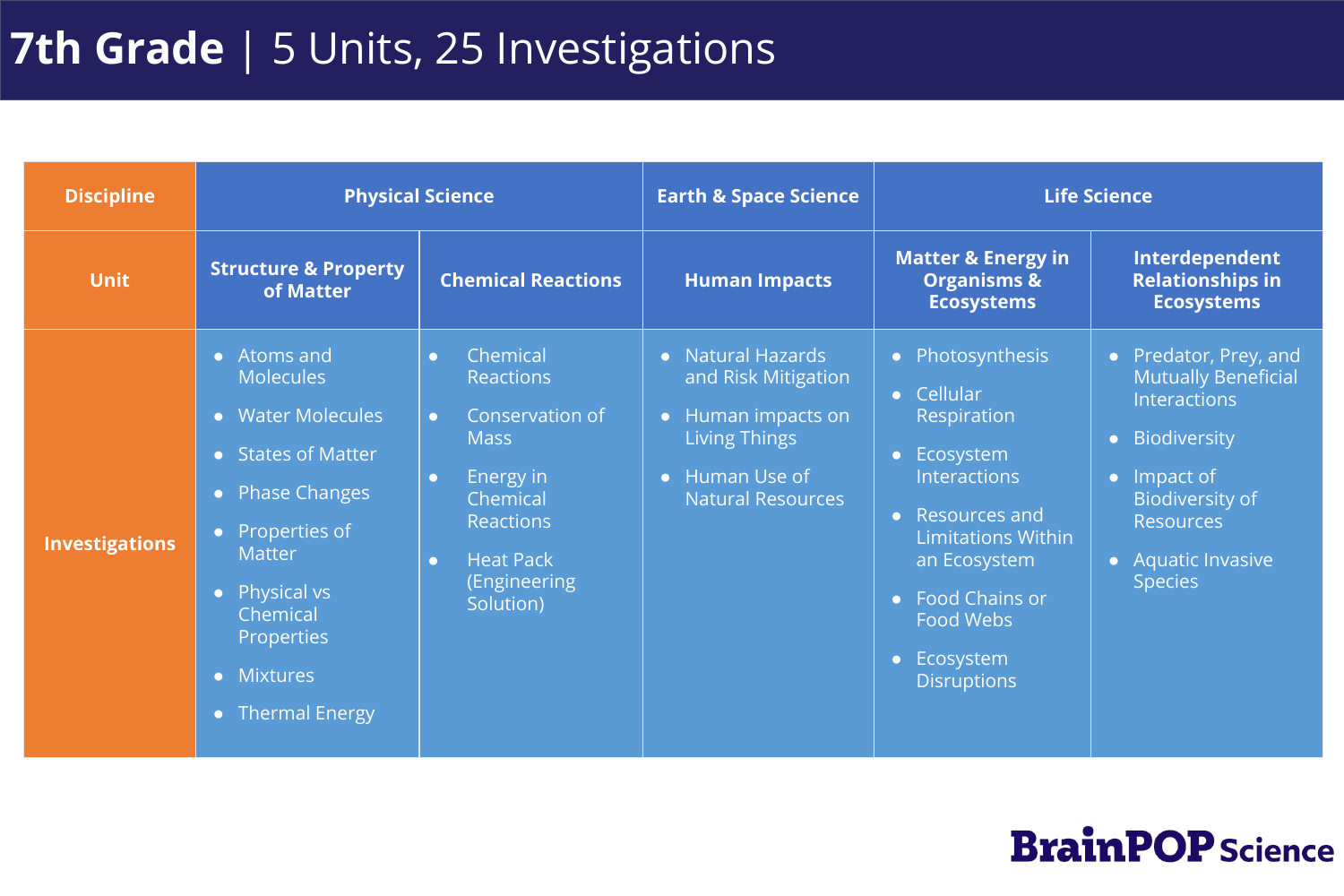# 7th Grade | 5 Units, 25 Investigations

| Discipline | Physical Science | | Earth & Space Science | Life Science | |
|---|---|---|---|---|---|
| **Unit** | **Structure & Property of Matter** | **Chemical Reactions** | **Human Impacts** | **Matter & Energy in Organisms & Ecosystems** | **Interdependent Relationships in Ecosystems** |
| **Investigations** | • Atoms and Molecules<br>• Water Molecules<br>• States of Matter<br>• Phase Changes<br>• Properties of Matter<br>• Physical vs Chemical Properties<br>• Mixtures<br>• Thermal Energy | • Chemical Reactions<br>• Conservation of Mass<br>• Energy in Chemical Reactions<br>• Heat Pack (Engineering Solution) | • Natural Hazards and Risk Mitigation<br>• Human impacts on Living Things<br>• Human Use of Natural Resources | • Photosynthesis<br>• Cellular Respiration<br>• Ecosystem Interactions<br>• Resources and Limitations Within an Ecosystem<br>• Food Chains or Food Webs<br>• Ecosystem Disruptions | • Predator, Prey, and Mutually Beneficial Interactions<br>• Biodiversity<br>• Impact of Biodiversity of Resources<br>• Aquatic Invasive Species |

BrainPOP Science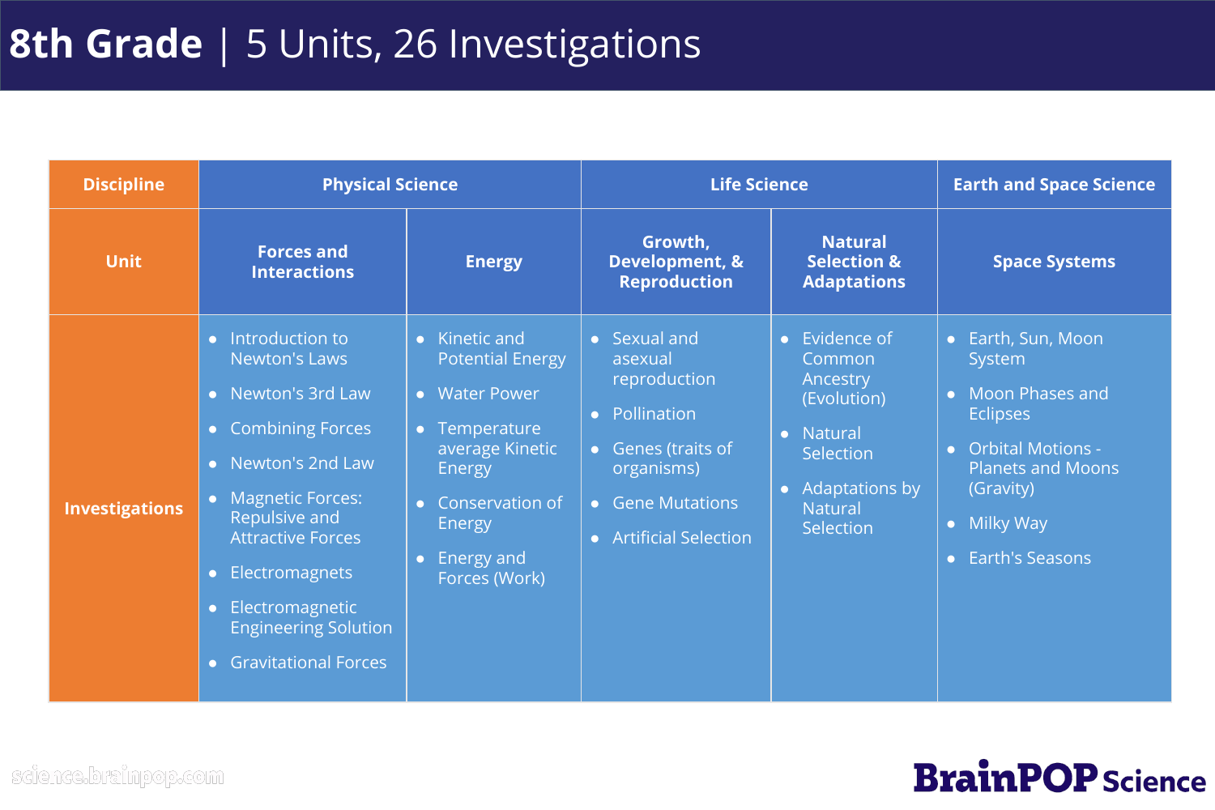# 8th Grade | 5 Units, 26 Investigations

| Discipline | Physical Science | | Life Science | | Earth and Space Science |
|---|---|---|---|---|---|
| Unit | Forces and Interactions | Energy | Growth, Development, & Reproduction | Natural Selection & Adaptations | Space Systems |
| Investigations | • Introduction to Newton's Laws<br>• Newton's 3rd Law<br>• Combining Forces<br>• Newton's 2nd Law<br>• Magnetic Forces: Repulsive and Attractive Forces<br>• Electromagnets<br>• Electromagnetic Engineering Solution<br>• Gravitational Forces | • Kinetic and Potential Energy<br>• Water Power<br>• Temperature average Kinetic Energy<br>• Conservation of Energy<br>• Energy and Forces (Work) | • Sexual and asexual reproduction<br>• Pollination<br>• Genes (traits of organisms)<br>• Gene Mutations<br>• Artificial Selection | • Evidence of Common Ancestry (Evolution)<br>• Natural Selection<br>• Adaptations by Natural Selection | • Earth, Sun, Moon System<br>• Moon Phases and Eclipses<br>• Orbital Motions - Planets and Moons (Gravity)<br>• Milky Way<br>• Earth's Seasons |

science.brainpop.com

BrainPOP Science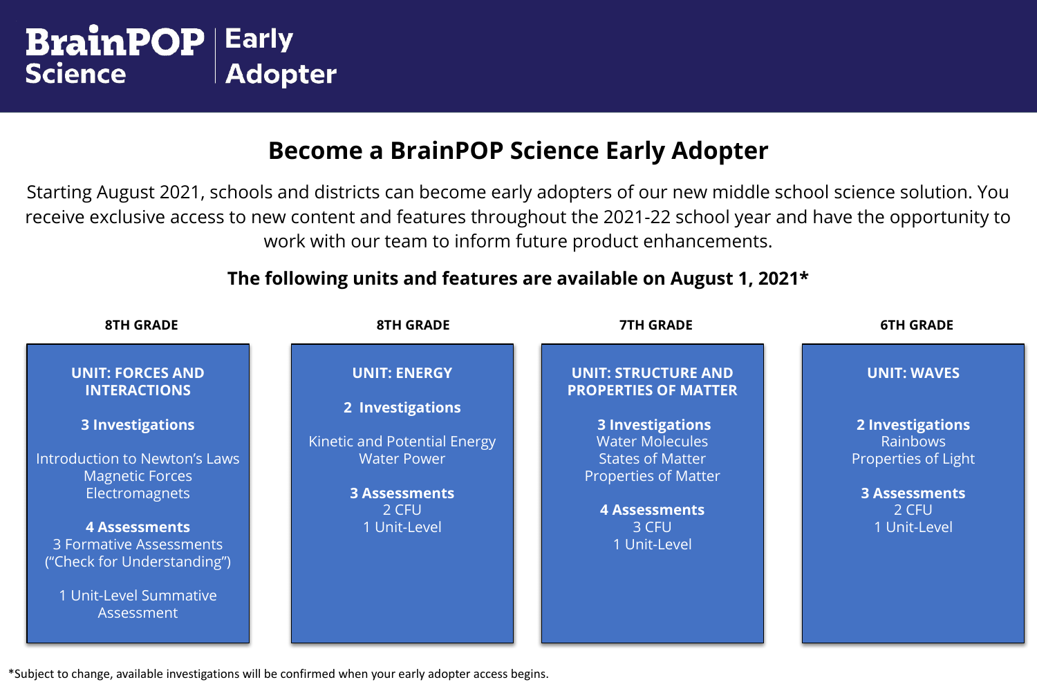**BrainPOP Science** | **Early Adopter**

# Become a BrainPOP Science Early Adopter

Starting August 2021, schools and districts can become early adopters of our new middle school science solution. You receive exclusive access to new content and features throughout the 2021-22 school year and have the opportunity to work with our team to inform future product enhancements.

**The following units and features are available on August 1, 2021***

### 8TH GRADE

**UNIT: FORCES AND INTERACTIONS**

**3 Investigations**

Introduction to Newton's Laws
Magnetic Forces
Electromagnets

**4 Assessments**

3 Formative Assessments ("Check for Understanding")

1 Unit-Level Summative Assessment

### 8TH GRADE

**UNIT: ENERGY**

**2 Investigations**

Kinetic and Potential Energy
Water Power

**3 Assessments**

2 CFU
1 Unit-Level

### 7TH GRADE

**UNIT: STRUCTURE AND PROPERTIES OF MATTER**

**3 Investigations**

Water Molecules
States of Matter
Properties of Matter

**4 Assessments**

3 CFU
1 Unit-Level

### 6TH GRADE

**UNIT: WAVES**

**2 Investigations**

Rainbows
Properties of Light

**3 Assessments**

2 CFU
1 Unit-Level

*Subject to change, available investigations will be confirmed when your early adopter access begins.